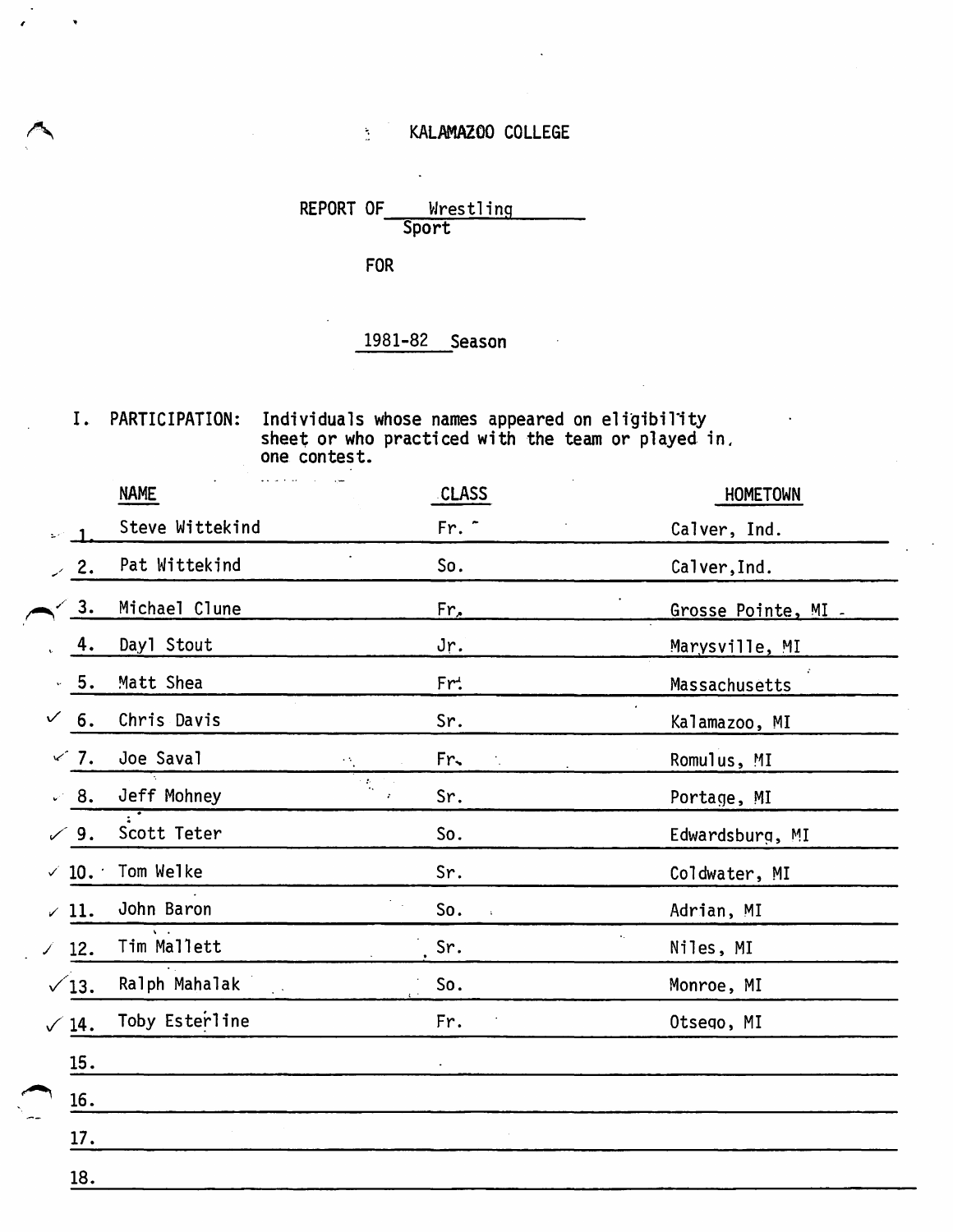# KALAMAZOO COLLEGE

REPORT OF Wrestling
Sport

FOR

1981-82 Season

I. PARTICIPATION: Individuals whose names appeared on eligibility sheet or who practiced with the team or played in one contest.

| | NAME | CLASS | HOMETOWN |
|---|---|---|---|
| 1. | Steve Wittekind | Fr. | Calver, Ind. |
| 2. | Pat Wittekind | So. | Calver,Ind. |
| 3. | Michael Clune | Fr. | Grosse Pointe, MI |
| 4. | Dayl Stout | Jr. | Marysville, MI |
| 5. | Matt Shea | Fr. | Massachusetts |
| 6. | Chris Davis | Sr. | Kalamazoo, MI |
| 7. | Joe Saval | Fr. | Romulus, MI |
| 8. | Jeff Mohney | Sr. | Portage, MI |
| 9. | Scott Teter | So. | Edwardsburg, MI |
| 10. | Tom Welke | Sr. | Coldwater, MI |
| 11. | John Baron | So. | Adrian, MI |
| 12. | Tim Mallett | Sr. | Niles, MI |
| 13. | Ralph Mahalak | So. | Monroe, MI |
| 14. | Toby Esterline | Fr. | Otsego, MI |
| 15. | | | |
| 16. | | | |
| 17. | | | |
| 18. | | | |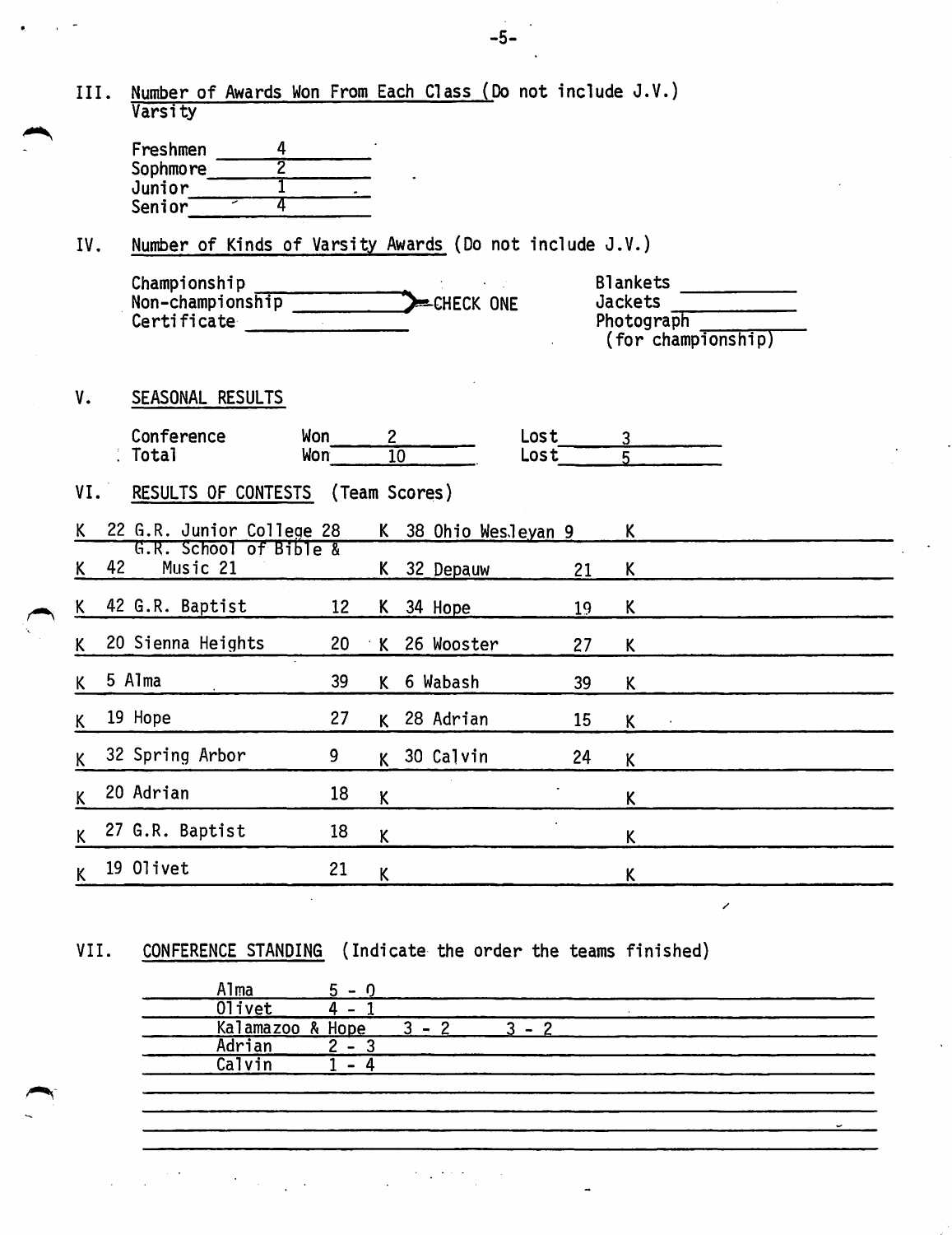III. Number of Awards Won From Each Class (Do not include J.V.)
Varsity

Freshmen 4
Sophmore 2
Junior 1
Senior 4

IV. Number of Kinds of Varsity Awards (Do not include J.V.)

Championship ______
Non-championship ______ } CHECK ONE
Certificate ______

Blankets ______
Jackets ______
Photograph ______
(for championship)

V. SEASONAL RESULTS

| | Won | Lost |
|---|---|---|
| Conference | 2 | 3 |
| Total | 10 | 5 |

VI. RESULTS OF CONTESTS (Team Scores)

| | K | Opponent | Score | | K | Opponent | Score | |
|---|---|---|---|---|---|---|---|---|
| K | 22 | G.R. Junior College | 28 | K | 38 | Ohio Wesleyan | 9 | K |
| K | 42 | G.R. School of Bible & Music | 21 | K | 32 | Depauw | 21 | K |
| K | 42 | G.R. Baptist | 12 | K | 34 | Hope | 19 | K |
| K | 20 | Sienna Heights | 20 | K | 26 | Wooster | 27 | K |
| K | 5 | Alma | 39 | K | 6 | Wabash | 39 | K |
| K | 19 | Hope | 27 | K | 28 | Adrian | 15 | K |
| K | 32 | Spring Arbor | 9 | K | 30 | Calvin | 24 | K |
| K | 20 | Adrian | 18 | K | | | | K |
| K | 27 | G.R. Baptist | 18 | K | | | | K |
| K | 19 | Olivet | 21 | K | | | | K |

VII. CONFERENCE STANDING (Indicate the order the teams finished)

Alma 5 - 0
Olivet 4 - 1
Kalamazoo & Hope 3 - 2 3 - 2
Adrian 2 - 3
Calvin 1 - 4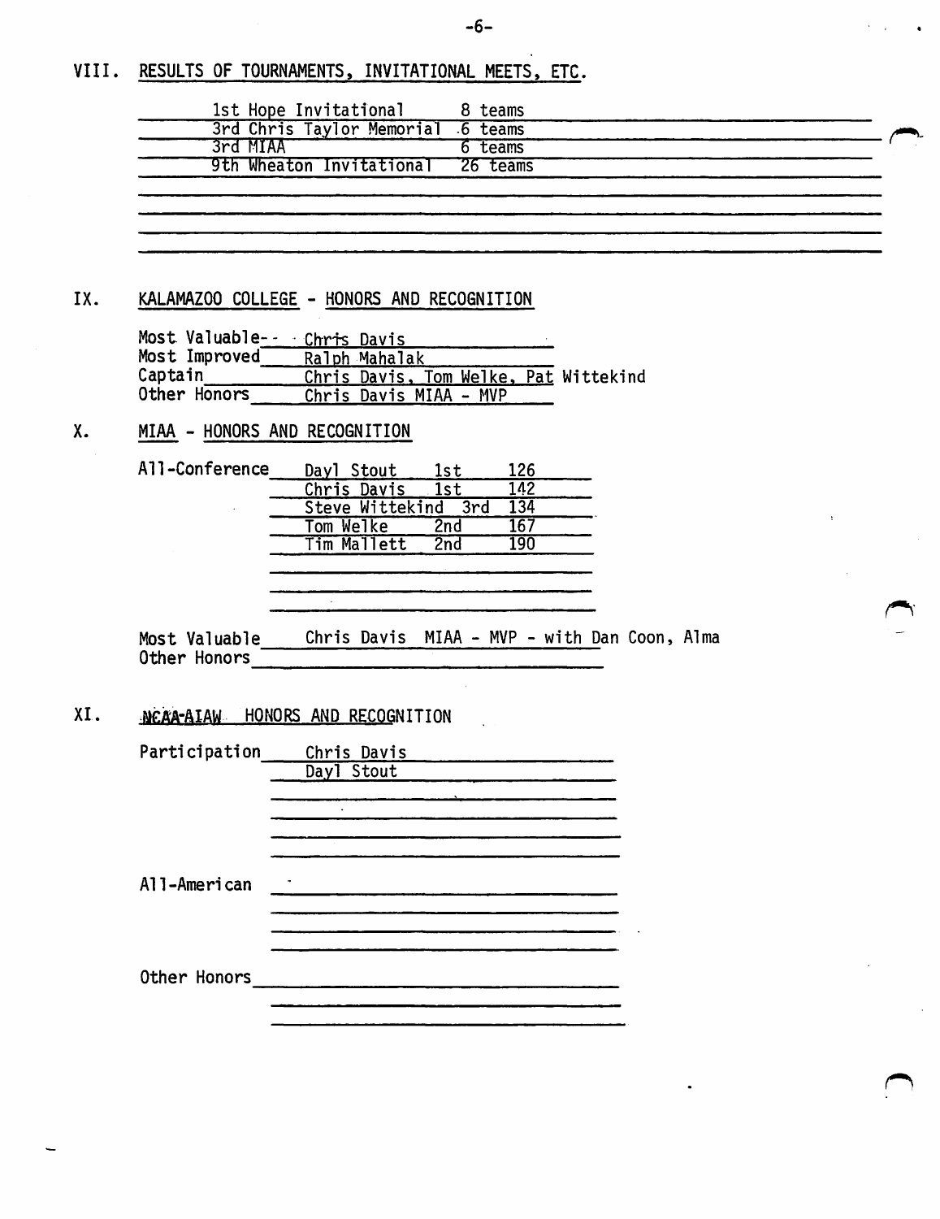## VIII. RESULTS OF TOURNAMENTS, INVITATIONAL MEETS, ETC.

| | |
|---|---|
| 1st Hope Invitational | 8 teams |
| 3rd Chris Taylor Memorial | 6 teams |
| 3rd MIAA | 6 teams |
| 9th Wheaton Invitational | 26 teams |

## IX. KALAMAZOO COLLEGE - HONORS AND RECOGNITION

Most Valuable -- Chris Davis
Most Improved Ralph Mahalak
Captain Chris Davis, Tom Welke, Pat Wittekind
Other Honors Chris Davis MIAA - MVP

## X. MIAA - HONORS AND RECOGNITION

All-Conference

| | | |
|---|---|---|
| Dayl Stout | 1st | 126 |
| Chris Davis | 1st | 142 |
| Steve Wittekind | 3rd | 134 |
| Tom Welke | 2nd | 167 |
| Tim Mallett | 2nd | 190 |

Most Valuable Chris Davis MIAA - MVP - with Dan Coon, Alma
Other Honors

## XI. ~~NCAA-AIAW~~ HONORS AND RECOGNITION

Participation Chris Davis
Dayl Stout

All-American

Other Honors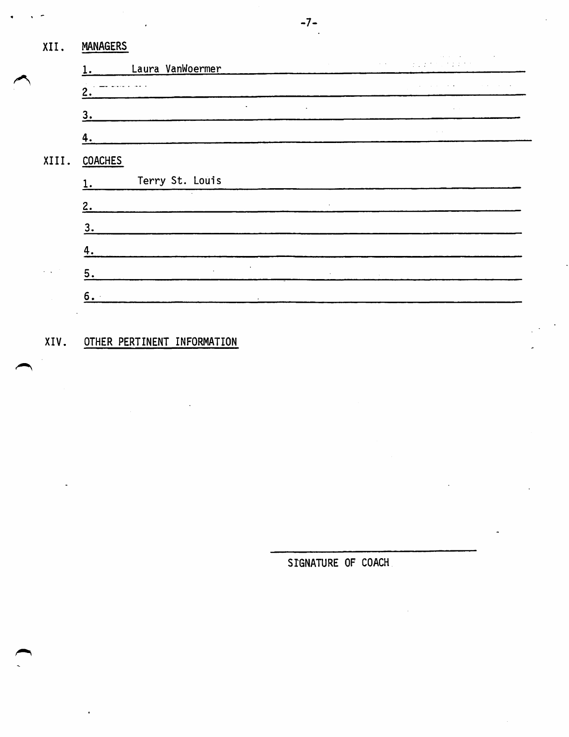## XII. MANAGERS

1. Laura VanWoermer
2. 
3. 
4. 

## XIII. COACHES

1. Terry St. Louis
2. 
3. 
4. 
5. 
6. 

## XIV. OTHER PERTINENT INFORMATION

SIGNATURE OF COACH